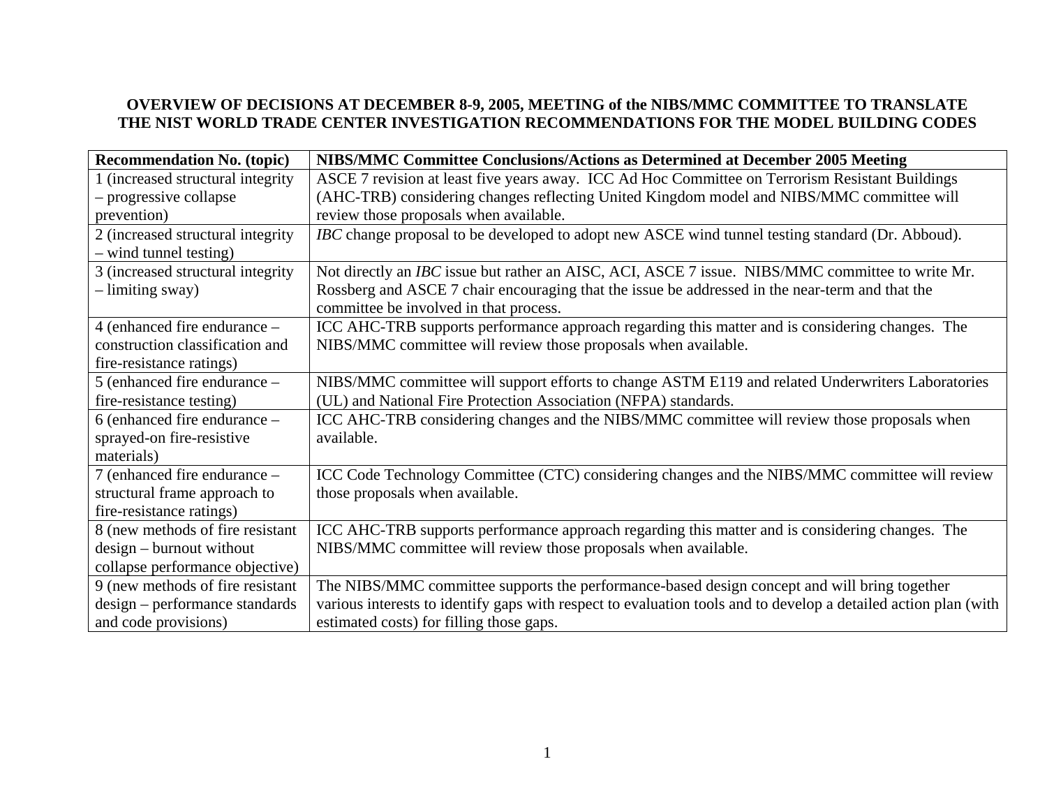**OVERVIEW OF DECISIONS AT DECEMBER 8-9, 2005, MEETING of the NIBS/MMC COMMITTEE TO TRANSLATE THE NIST WORLD TRADE CENTER INVESTIGATION RECOMMENDATIONS FOR THE MODEL BUILDING CODES**

| Recommendation No. (topic) | NIBS/MMC Committee Conclusions/Actions as Determined at December 2005 Meeting |
|---|---|
| 1 (increased structural integrity – progressive collapse prevention) | ASCE 7 revision at least five years away. ICC Ad Hoc Committee on Terrorism Resistant Buildings (AHC-TRB) considering changes reflecting United Kingdom model and NIBS/MMC committee will review those proposals when available. |
| 2 (increased structural integrity – wind tunnel testing) | *IBC* change proposal to be developed to adopt new ASCE wind tunnel testing standard (Dr. Abboud). |
| 3 (increased structural integrity – limiting sway) | Not directly an *IBC* issue but rather an AISC, ACI, ASCE 7 issue. NIBS/MMC committee to write Mr. Rossberg and ASCE 7 chair encouraging that the issue be addressed in the near-term and that the committee be involved in that process. |
| 4 (enhanced fire endurance – construction classification and fire-resistance ratings) | ICC AHC-TRB supports performance approach regarding this matter and is considering changes. The NIBS/MMC committee will review those proposals when available. |
| 5 (enhanced fire endurance – fire-resistance testing) | NIBS/MMC committee will support efforts to change ASTM E119 and related Underwriters Laboratories (UL) and National Fire Protection Association (NFPA) standards. |
| 6 (enhanced fire endurance – sprayed-on fire-resistive materials) | ICC AHC-TRB considering changes and the NIBS/MMC committee will review those proposals when available. |
| 7 (enhanced fire endurance – structural frame approach to fire-resistance ratings) | ICC Code Technology Committee (CTC) considering changes and the NIBS/MMC committee will review those proposals when available. |
| 8 (new methods of fire resistant design – burnout without collapse performance objective) | ICC AHC-TRB supports performance approach regarding this matter and is considering changes. The NIBS/MMC committee will review those proposals when available. |
| 9 (new methods of fire resistant design – performance standards and code provisions) | The NIBS/MMC committee supports the performance-based design concept and will bring together various interests to identify gaps with respect to evaluation tools and to develop a detailed action plan (with estimated costs) for filling those gaps. |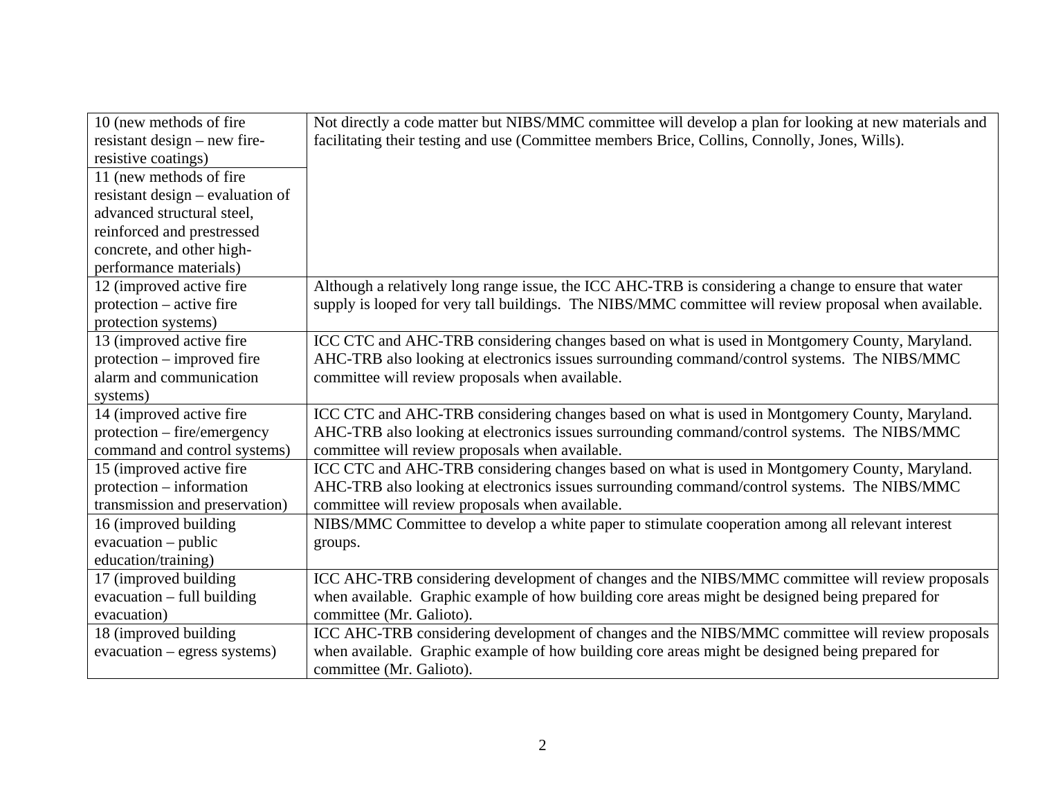| | |
|---|---|
| 10 (new methods of fire resistant design – new fire-resistive coatings) | Not directly a code matter but NIBS/MMC committee will develop a plan for looking at new materials and facilitating their testing and use (Committee members Brice, Collins, Connolly, Jones, Wills). |
| 11 (new methods of fire resistant design – evaluation of advanced structural steel, reinforced and prestressed concrete, and other high-performance materials) | |
| 12 (improved active fire protection – active fire protection systems) | Although a relatively long range issue, the ICC AHC-TRB is considering a change to ensure that water supply is looped for very tall buildings. The NIBS/MMC committee will review proposal when available. |
| 13 (improved active fire protection – improved fire alarm and communication systems) | ICC CTC and AHC-TRB considering changes based on what is used in Montgomery County, Maryland. AHC-TRB also looking at electronics issues surrounding command/control systems. The NIBS/MMC committee will review proposals when available. |
| 14 (improved active fire protection – fire/emergency command and control systems) | ICC CTC and AHC-TRB considering changes based on what is used in Montgomery County, Maryland. AHC-TRB also looking at electronics issues surrounding command/control systems. The NIBS/MMC committee will review proposals when available. |
| 15 (improved active fire protection – information transmission and preservation) | ICC CTC and AHC-TRB considering changes based on what is used in Montgomery County, Maryland. AHC-TRB also looking at electronics issues surrounding command/control systems. The NIBS/MMC committee will review proposals when available. |
| 16 (improved building evacuation – public education/training) | NIBS/MMC Committee to develop a white paper to stimulate cooperation among all relevant interest groups. |
| 17 (improved building evacuation – full building evacuation) | ICC AHC-TRB considering development of changes and the NIBS/MMC committee will review proposals when available. Graphic example of how building core areas might be designed being prepared for committee (Mr. Galioto). |
| 18 (improved building evacuation – egress systems) | ICC AHC-TRB considering development of changes and the NIBS/MMC committee will review proposals when available. Graphic example of how building core areas might be designed being prepared for committee (Mr. Galioto). |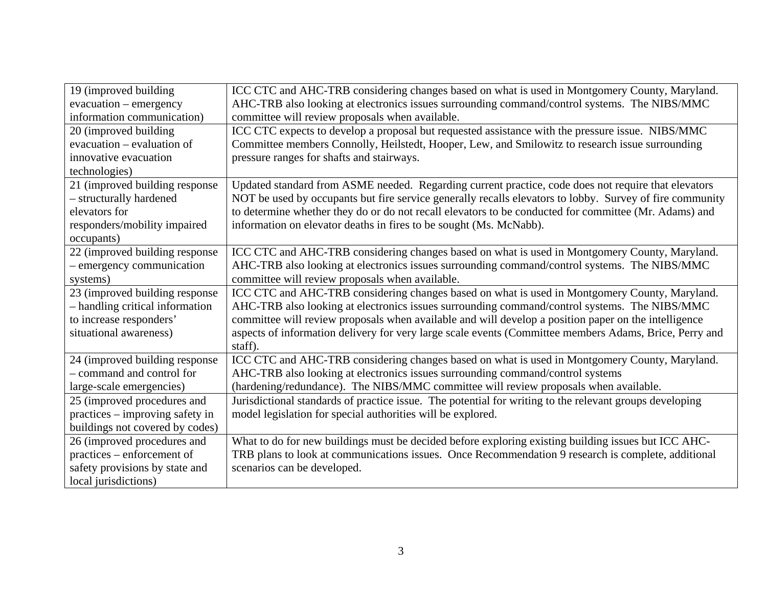| | |
|---|---|
| 19 (improved building evacuation – emergency information communication) | ICC CTC and AHC-TRB considering changes based on what is used in Montgomery County, Maryland. AHC-TRB also looking at electronics issues surrounding command/control systems. The NIBS/MMC committee will review proposals when available. |
| 20 (improved building evacuation – evaluation of innovative evacuation technologies) | ICC CTC expects to develop a proposal but requested assistance with the pressure issue. NIBS/MMC Committee members Connolly, Heilstedt, Hooper, Lew, and Smilowitz to research issue surrounding pressure ranges for shafts and stairways. |
| 21 (improved building response – structurally hardened elevators for responders/mobility impaired occupants) | Updated standard from ASME needed. Regarding current practice, code does not require that elevators NOT be used by occupants but fire service generally recalls elevators to lobby. Survey of fire community to determine whether they do or do not recall elevators to be conducted for committee (Mr. Adams) and information on elevator deaths in fires to be sought (Ms. McNabb). |
| 22 (improved building response – emergency communication systems) | ICC CTC and AHC-TRB considering changes based on what is used in Montgomery County, Maryland. AHC-TRB also looking at electronics issues surrounding command/control systems. The NIBS/MMC committee will review proposals when available. |
| 23 (improved building response – handling critical information to increase responders' situational awareness) | ICC CTC and AHC-TRB considering changes based on what is used in Montgomery County, Maryland. AHC-TRB also looking at electronics issues surrounding command/control systems. The NIBS/MMC committee will review proposals when available and will develop a position paper on the intelligence aspects of information delivery for very large scale events (Committee members Adams, Brice, Perry and staff). |
| 24 (improved building response – command and control for large-scale emergencies) | ICC CTC and AHC-TRB considering changes based on what is used in Montgomery County, Maryland. AHC-TRB also looking at electronics issues surrounding command/control systems (hardening/redundance). The NIBS/MMC committee will review proposals when available. |
| 25 (improved procedures and practices – improving safety in buildings not covered by codes) | Jurisdictional standards of practice issue. The potential for writing to the relevant groups developing model legislation for special authorities will be explored. |
| 26 (improved procedures and practices – enforcement of safety provisions by state and local jurisdictions) | What to do for new buildings must be decided before exploring existing building issues but ICC AHC-TRB plans to look at communications issues. Once Recommendation 9 research is complete, additional scenarios can be developed. |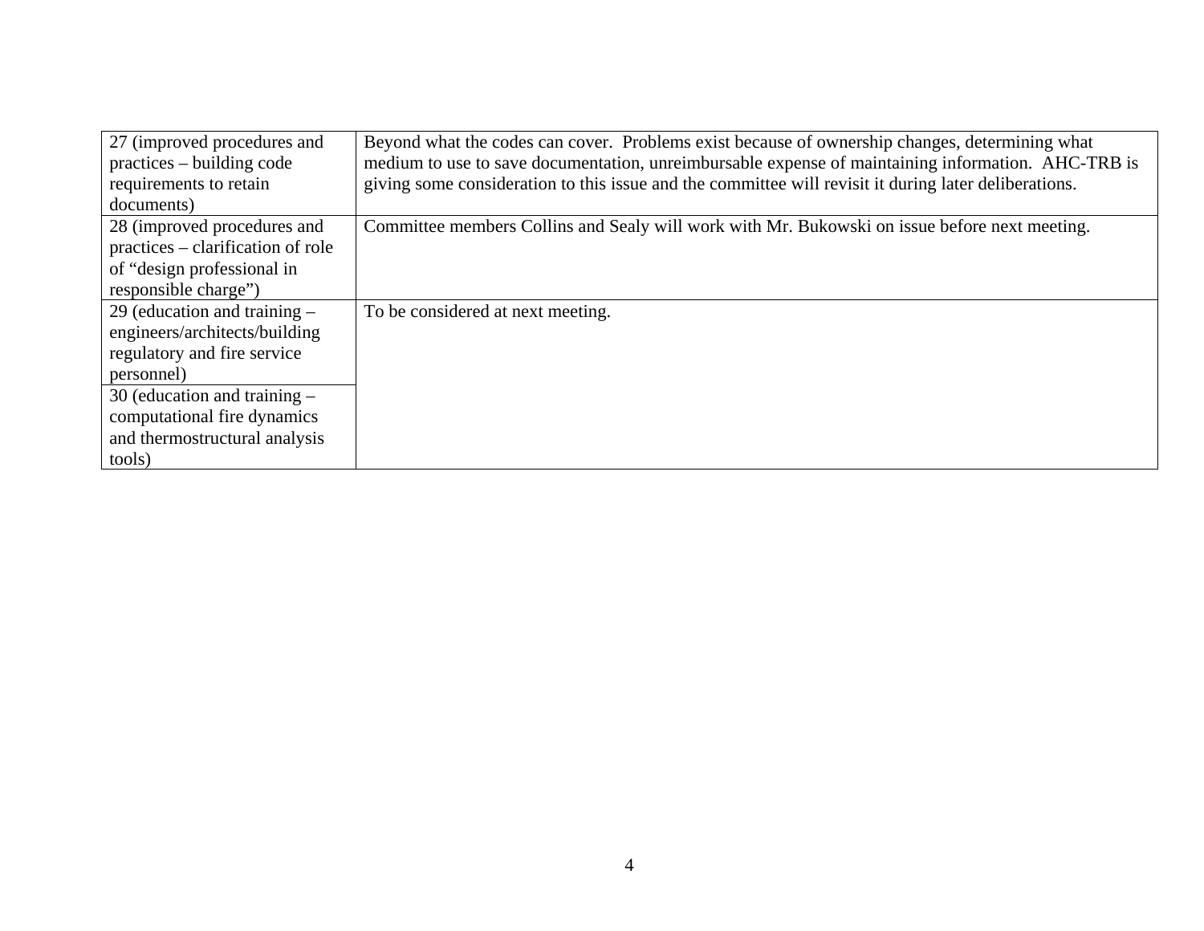| | |
|---|---|
| 27 (improved procedures and practices – building code requirements to retain documents) | Beyond what the codes can cover. Problems exist because of ownership changes, determining what medium to use to save documentation, unreimbursable expense of maintaining information. AHC-TRB is giving some consideration to this issue and the committee will revisit it during later deliberations. |
| 28 (improved procedures and practices – clarification of role of "design professional in responsible charge") | Committee members Collins and Sealy will work with Mr. Bukowski on issue before next meeting. |
| 29 (education and training – engineers/architects/building regulatory and fire service personnel) | To be considered at next meeting. |
| 30 (education and training – computational fire dynamics and thermostructural analysis tools) | |